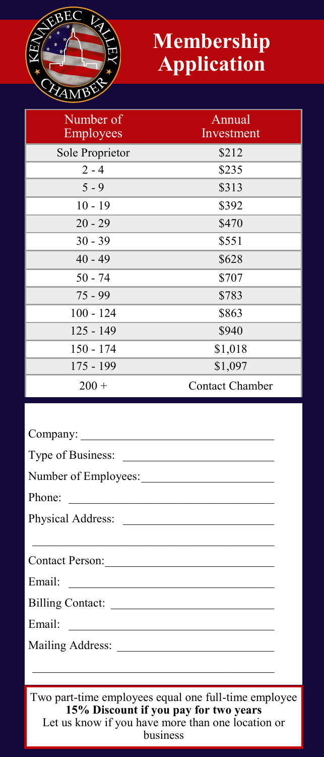# Membership Application

| Number of Employees | Annual Investment |
|---|---|
| Sole Proprietor | $212 |
| 2 - 4 | $235 |
| 5 - 9 | $313 |
| 10 - 19 | $392 |
| 20 - 29 | $470 |
| 30 - 39 | $551 |
| 40 - 49 | $628 |
| 50 - 74 | $707 |
| 75 - 99 | $783 |
| 100 - 124 | $863 |
| 125 - 149 | $940 |
| 150 - 174 | $1,018 |
| 175 - 199 | $1,097 |
| 200 + | Contact Chamber |

Company: ______________________________

Type of Business: ______________________________

Number of Employees: ______________________________

Phone: ______________________________

Physical Address: ______________________________

______________________________

Contact Person: ______________________________

Email: ______________________________

Billing Contact: ______________________________

Email: ______________________________

Mailing Address: ______________________________

______________________________

Two part-time employees equal one full-time employee

**15% Discount if you pay for two years**

Let us know if you have more than one location or business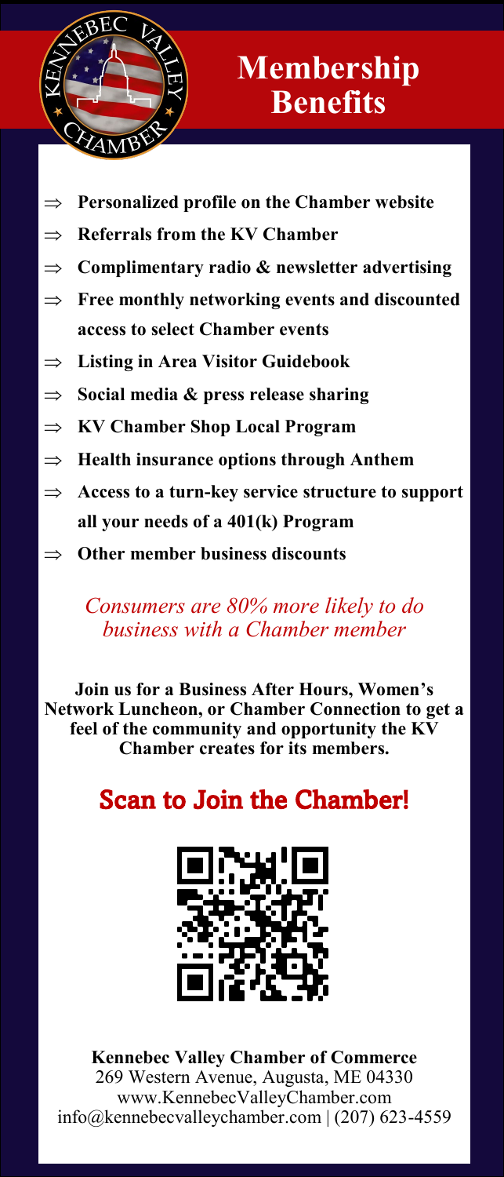# Membership Benefits

- ⇒ **Personalized profile on the Chamber website**
- ⇒ **Referrals from the KV Chamber**
- ⇒ **Complimentary radio & newsletter advertising**
- ⇒ **Free monthly networking events and discounted access to select Chamber events**
- ⇒ **Listing in Area Visitor Guidebook**
- ⇒ **Social media & press release sharing**
- ⇒ **KV Chamber Shop Local Program**
- ⇒ **Health insurance options through Anthem**
- ⇒ **Access to a turn-key service structure to support all your needs of a 401(k) Program**
- ⇒ **Other member business discounts**

*Consumers are 80% more likely to do business with a Chamber member*

**Join us for a Business After Hours, Women's Network Luncheon, or Chamber Connection to get a feel of the community and opportunity the KV Chamber creates for its members.**

## Scan to Join the Chamber!

**Kennebec Valley Chamber of Commerce**
269 Western Avenue, Augusta, ME 04330
www.KennebecValleyChamber.com
info@kennebecvalleychamber.com | (207) 623-4559